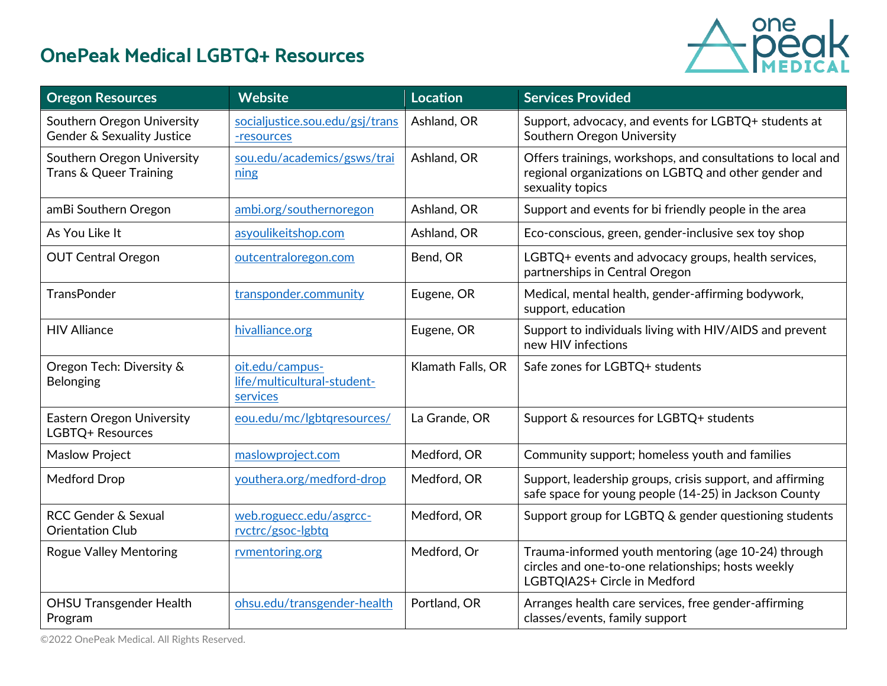# OnePeak Medical LGBTQ+ Resources

| Oregon Resources | Website | Location | Services Provided |
| --- | --- | --- | --- |
| Southern Oregon University Gender & Sexuality Justice | socialjustice.sou.edu/gsj/trans-resources | Ashland, OR | Support, advocacy, and events for LGBTQ+ students at Southern Oregon University |
| Southern Oregon University Trans & Queer Training | sou.edu/academics/gsws/training | Ashland, OR | Offers trainings, workshops, and consultations to local and regional organizations on LGBTQ and other gender and sexuality topics |
| amBi Southern Oregon | ambi.org/southernoregon | Ashland, OR | Support and events for bi friendly people in the area |
| As You Like It | asyoulikeitshop.com | Ashland, OR | Eco-conscious, green, gender-inclusive sex toy shop |
| OUT Central Oregon | outcentraloregon.com | Bend, OR | LGBTQ+ events and advocacy groups, health services, partnerships in Central Oregon |
| TransPonder | transponder.community | Eugene, OR | Medical, mental health, gender-affirming bodywork, support, education |
| HIV Alliance | hivalliance.org | Eugene, OR | Support to individuals living with HIV/AIDS and prevent new HIV infections |
| Oregon Tech: Diversity & Belonging | oit.edu/campus-life/multicultural-student-services | Klamath Falls, OR | Safe zones for LGBTQ+ students |
| Eastern Oregon University LGBTQ+ Resources | eou.edu/mc/lgbtqresources/ | La Grande, OR | Support & resources for LGBTQ+ students |
| Maslow Project | maslowproject.com | Medford, OR | Community support; homeless youth and families |
| Medford Drop | youthera.org/medford-drop | Medford, OR | Support, leadership groups, crisis support, and affirming safe space for young people (14-25) in Jackson County |
| RCC Gender & Sexual Orientation Club | web.roguecc.edu/asgrcc-rvctrc/gsoc-lgbtq | Medford, OR | Support group for LGBTQ & gender questioning students |
| Rogue Valley Mentoring | rvmentoring.org | Medford, Or | Trauma-informed youth mentoring (age 10-24) through circles and one-to-one relationships; hosts weekly LGBTQIA2S+ Circle in Medford |
| OHSU Transgender Health Program | ohsu.edu/transgender-health | Portland, OR | Arranges health care services, free gender-affirming classes/events, family support |

©2022 OnePeak Medical. All Rights Reserved.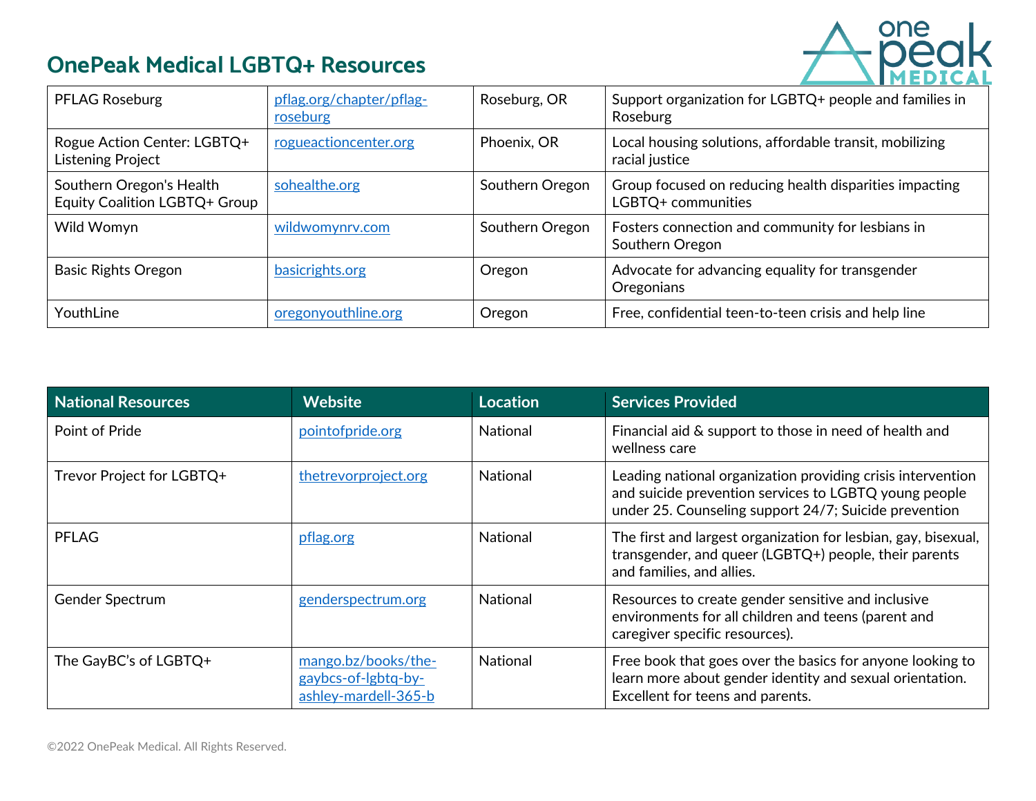## OnePeak Medical LGBTQ+ Resources

| | | | |
|---|---|---|---|
| PFLAG Roseburg | pflag.org/chapter/pflag-roseburg | Roseburg, OR | Support organization for LGBTQ+ people and families in Roseburg |
| Rogue Action Center: LGBTQ+ Listening Project | rogueactioncenter.org | Phoenix, OR | Local housing solutions, affordable transit, mobilizing racial justice |
| Southern Oregon's Health Equity Coalition LGBTQ+ Group | sohealthe.org | Southern Oregon | Group focused on reducing health disparities impacting LGBTQ+ communities |
| Wild Womyn | wildwomynrv.com | Southern Oregon | Fosters connection and community for lesbians in Southern Oregon |
| Basic Rights Oregon | basicrights.org | Oregon | Advocate for advancing equality for transgender Oregonians |
| YouthLine | oregonyouthline.org | Oregon | Free, confidential teen-to-teen crisis and help line |

| National Resources | Website | Location | Services Provided |
|---|---|---|---|
| Point of Pride | pointofpride.org | National | Financial aid & support to those in need of health and wellness care |
| Trevor Project for LGBTQ+ | thetrevorproject.org | National | Leading national organization providing crisis intervention and suicide prevention services to LGBTQ young people under 25. Counseling support 24/7; Suicide prevention |
| PFLAG | pflag.org | National | The first and largest organization for lesbian, gay, bisexual, transgender, and queer (LGBTQ+) people, their parents and families, and allies. |
| Gender Spectrum | genderspectrum.org | National | Resources to create gender sensitive and inclusive environments for all children and teens (parent and caregiver specific resources). |
| The GayBC's of LGBTQ+ | mango.bz/books/the-gaybcs-of-lgbtq-by-ashley-mardell-365-b | National | Free book that goes over the basics for anyone looking to learn more about gender identity and sexual orientation. Excellent for teens and parents. |

©2022 OnePeak Medical. All Rights Reserved.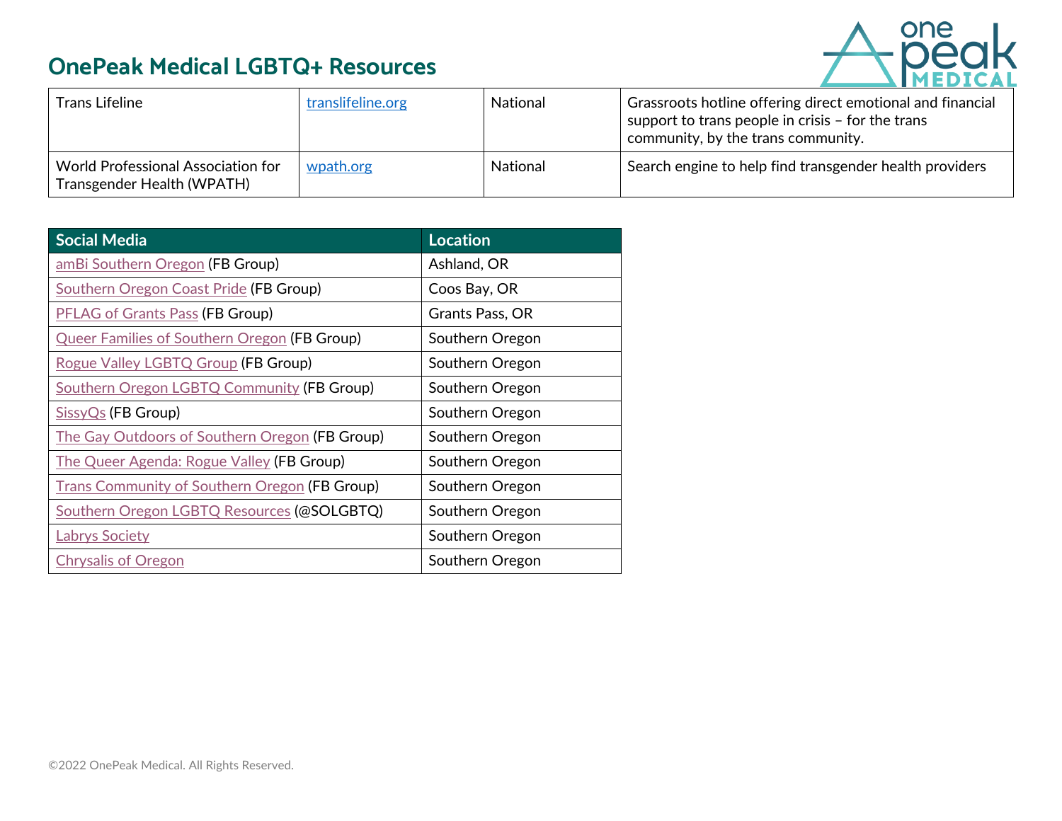## OnePeak Medical LGBTQ+ Resources

| | | | |
|---|---|---|---|
| Trans Lifeline | translifeline.org | National | Grassroots hotline offering direct emotional and financial support to trans people in crisis – for the trans community, by the trans community. |
| World Professional Association for Transgender Health (WPATH) | wpath.org | National | Search engine to help find transgender health providers |

| Social Media | Location |
|---|---|
| amBi Southern Oregon (FB Group) | Ashland, OR |
| Southern Oregon Coast Pride (FB Group) | Coos Bay, OR |
| PFLAG of Grants Pass (FB Group) | Grants Pass, OR |
| Queer Families of Southern Oregon (FB Group) | Southern Oregon |
| Rogue Valley LGBTQ Group (FB Group) | Southern Oregon |
| Southern Oregon LGBTQ Community (FB Group) | Southern Oregon |
| SissyQs (FB Group) | Southern Oregon |
| The Gay Outdoors of Southern Oregon (FB Group) | Southern Oregon |
| The Queer Agenda: Rogue Valley (FB Group) | Southern Oregon |
| Trans Community of Southern Oregon (FB Group) | Southern Oregon |
| Southern Oregon LGBTQ Resources (@SOLGBTQ) | Southern Oregon |
| Labrys Society | Southern Oregon |
| Chrysalis of Oregon | Southern Oregon |

©2022 OnePeak Medical. All Rights Reserved.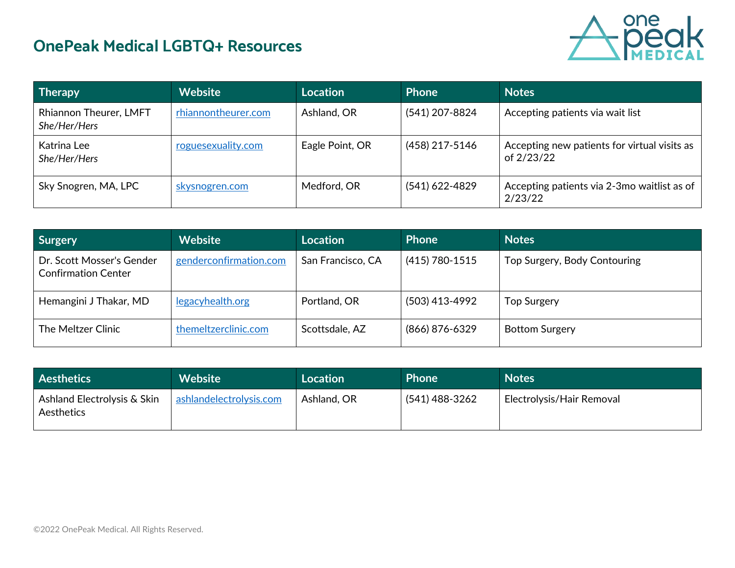# OnePeak Medical LGBTQ+ Resources

| Therapy | Website | Location | Phone | Notes |
|---|---|---|---|---|
| Rhiannon Theurer, LMFT *She/Her/Hers* | rhiannontheurer.com | Ashland, OR | (541) 207-8824 | Accepting patients via wait list |
| Katrina Lee *She/Her/Hers* | roguesexuality.com | Eagle Point, OR | (458) 217-5146 | Accepting new patients for virtual visits as of 2/23/22 |
| Sky Snogren, MA, LPC | skysnogren.com | Medford, OR | (541) 622-4829 | Accepting patients via 2-3mo waitlist as of 2/23/22 |

| Surgery | Website | Location | Phone | Notes |
|---|---|---|---|---|
| Dr. Scott Mosser's Gender Confirmation Center | genderconfirmation.com | San Francisco, CA | (415) 780-1515 | Top Surgery, Body Contouring |
| Hemangini J Thakar, MD | legacyhealth.org | Portland, OR | (503) 413-4992 | Top Surgery |
| The Meltzer Clinic | themeltzerclinic.com | Scottsdale, AZ | (866) 876-6329 | Bottom Surgery |

| Aesthetics | Website | Location | Phone | Notes |
|---|---|---|---|---|
| Ashland Electrolysis & Skin Aesthetics | ashlandelectrolysis.com | Ashland, OR | (541) 488-3262 | Electrolysis/Hair Removal |

©2022 OnePeak Medical. All Rights Reserved.